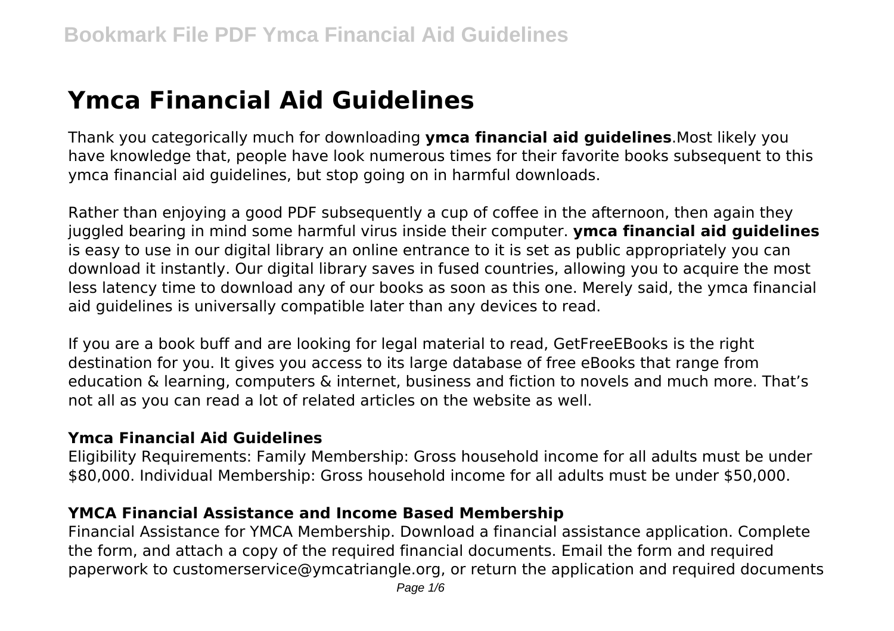# Ymca Financial Aid Guidelines

Thank you categorically much for downloading **ymca financial aid guidelines**.Most likely you have knowledge that, people have look numerous times for their favorite books subsequent to this ymca financial aid guidelines, but stop going on in harmful downloads.

Rather than enjoying a good PDF subsequently a cup of coffee in the afternoon, then again they juggled bearing in mind some harmful virus inside their computer. **ymca financial aid guidelines** is easy to use in our digital library an online entrance to it is set as public appropriately you can download it instantly. Our digital library saves in fused countries, allowing you to acquire the most less latency time to download any of our books as soon as this one. Merely said, the ymca financial aid guidelines is universally compatible later than any devices to read.

If you are a book buff and are looking for legal material to read, GetFreeEBooks is the right destination for you. It gives you access to its large database of free eBooks that range from education & learning, computers & internet, business and fiction to novels and much more. That's not all as you can read a lot of related articles on the website as well.

### Ymca Financial Aid Guidelines

Eligibility Requirements: Family Membership: Gross household income for all adults must be under $80,000. Individual Membership: Gross household income for all adults must be under $50,000.

### YMCA Financial Assistance and Income Based Membership

Financial Assistance for YMCA Membership. Download a financial assistance application. Complete the form, and attach a copy of the required financial documents. Email the form and required paperwork to customerservice@ymcatriangle.org, or return the application and required documents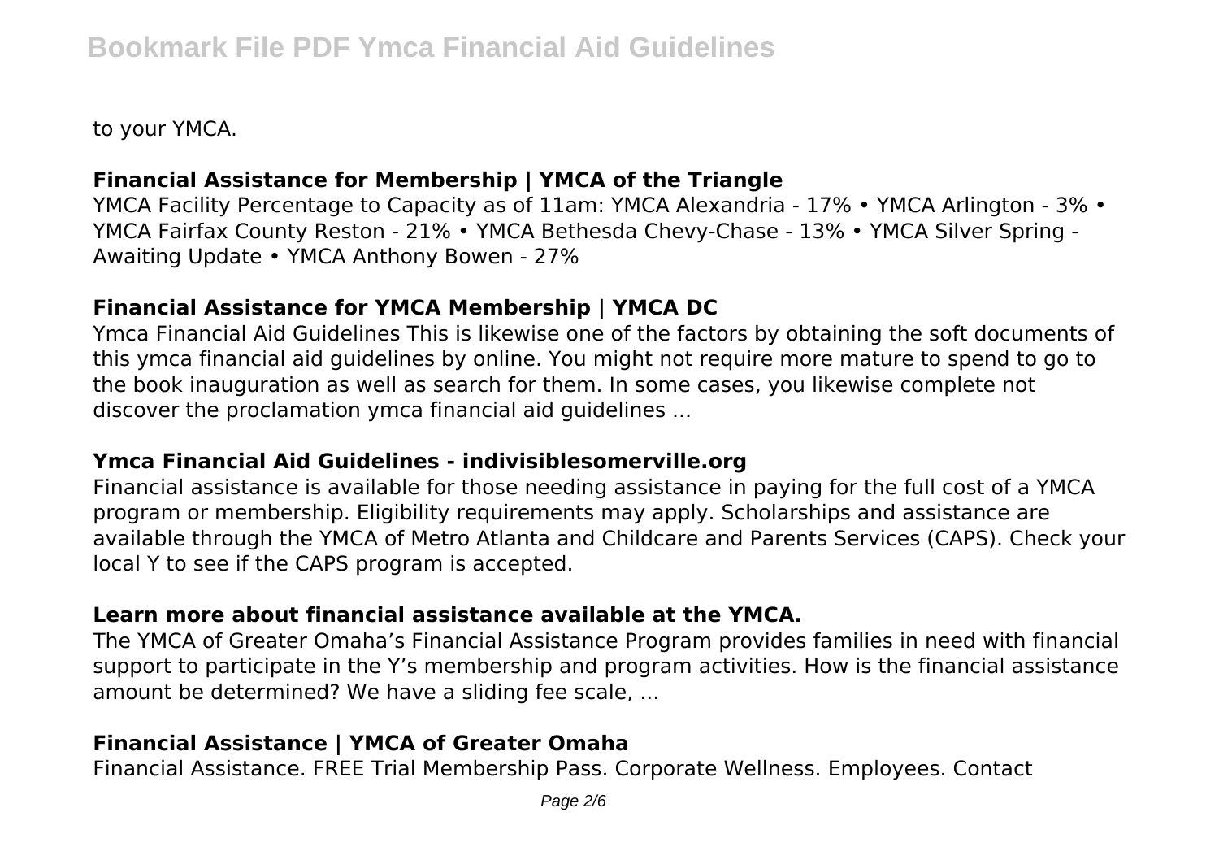to your YMCA.

### Financial Assistance for Membership | YMCA of the Triangle

YMCA Facility Percentage to Capacity as of 11am: YMCA Alexandria - 17% • YMCA Arlington - 3% • YMCA Fairfax County Reston - 21% • YMCA Bethesda Chevy-Chase - 13% • YMCA Silver Spring - Awaiting Update • YMCA Anthony Bowen - 27%

### Financial Assistance for YMCA Membership | YMCA DC

Ymca Financial Aid Guidelines This is likewise one of the factors by obtaining the soft documents of this ymca financial aid guidelines by online. You might not require more mature to spend to go to the book inauguration as well as search for them. In some cases, you likewise complete not discover the proclamation ymca financial aid guidelines ...

### Ymca Financial Aid Guidelines - indivisiblesomerville.org

Financial assistance is available for those needing assistance in paying for the full cost of a YMCA program or membership. Eligibility requirements may apply. Scholarships and assistance are available through the YMCA of Metro Atlanta and Childcare and Parents Services (CAPS). Check your local Y to see if the CAPS program is accepted.

### Learn more about financial assistance available at the YMCA.

The YMCA of Greater Omaha's Financial Assistance Program provides families in need with financial support to participate in the Y's membership and program activities. How is the financial assistance amount be determined? We have a sliding fee scale, ...

### Financial Assistance | YMCA of Greater Omaha

Financial Assistance. FREE Trial Membership Pass. Corporate Wellness. Employees. Contact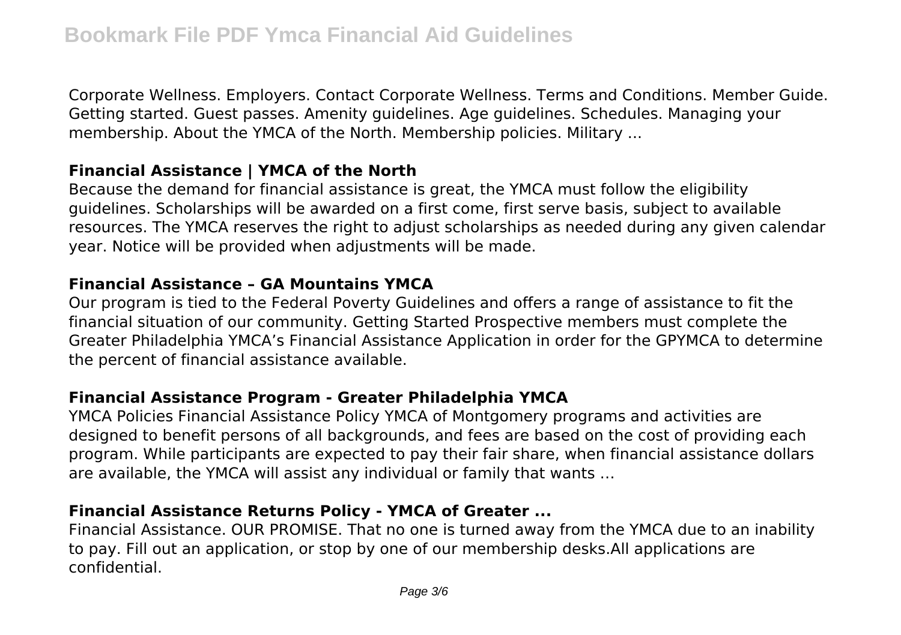Corporate Wellness. Employers. Contact Corporate Wellness. Terms and Conditions. Member Guide. Getting started. Guest passes. Amenity guidelines. Age guidelines. Schedules. Managing your membership. About the YMCA of the North. Membership policies. Military ...

### Financial Assistance | YMCA of the North

Because the demand for financial assistance is great, the YMCA must follow the eligibility guidelines. Scholarships will be awarded on a first come, first serve basis, subject to available resources. The YMCA reserves the right to adjust scholarships as needed during any given calendar year. Notice will be provided when adjustments will be made.

### Financial Assistance – GA Mountains YMCA

Our program is tied to the Federal Poverty Guidelines and offers a range of assistance to fit the financial situation of our community. Getting Started Prospective members must complete the Greater Philadelphia YMCA's Financial Assistance Application in order for the GPYMCA to determine the percent of financial assistance available.

### Financial Assistance Program - Greater Philadelphia YMCA

YMCA Policies Financial Assistance Policy YMCA of Montgomery programs and activities are designed to benefit persons of all backgrounds, and fees are based on the cost of providing each program. While participants are expected to pay their fair share, when financial assistance dollars are available, the YMCA will assist any individual or family that wants …

### Financial Assistance Returns Policy - YMCA of Greater ...

Financial Assistance. OUR PROMISE. That no one is turned away from the YMCA due to an inability to pay. Fill out an application, or stop by one of our membership desks.All applications are confidential.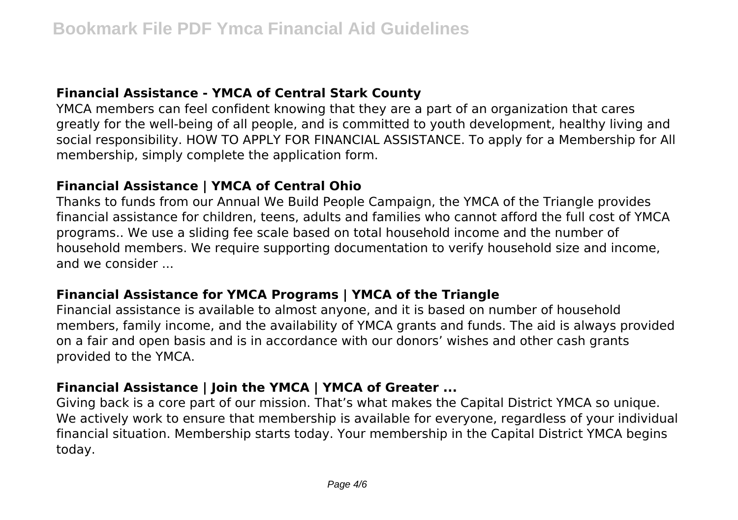## Financial Assistance - YMCA of Central Stark County

YMCA members can feel confident knowing that they are a part of an organization that cares greatly for the well-being of all people, and is committed to youth development, healthy living and social responsibility. HOW TO APPLY FOR FINANCIAL ASSISTANCE. To apply for a Membership for All membership, simply complete the application form.

## Financial Assistance | YMCA of Central Ohio

Thanks to funds from our Annual We Build People Campaign, the YMCA of the Triangle provides financial assistance for children, teens, adults and families who cannot afford the full cost of YMCA programs.. We use a sliding fee scale based on total household income and the number of household members. We require supporting documentation to verify household size and income, and we consider ...

## Financial Assistance for YMCA Programs | YMCA of the Triangle

Financial assistance is available to almost anyone, and it is based on number of household members, family income, and the availability of YMCA grants and funds. The aid is always provided on a fair and open basis and is in accordance with our donors' wishes and other cash grants provided to the YMCA.

## Financial Assistance | Join the YMCA | YMCA of Greater ...

Giving back is a core part of our mission. That's what makes the Capital District YMCA so unique. We actively work to ensure that membership is available for everyone, regardless of your individual financial situation. Membership starts today. Your membership in the Capital District YMCA begins today.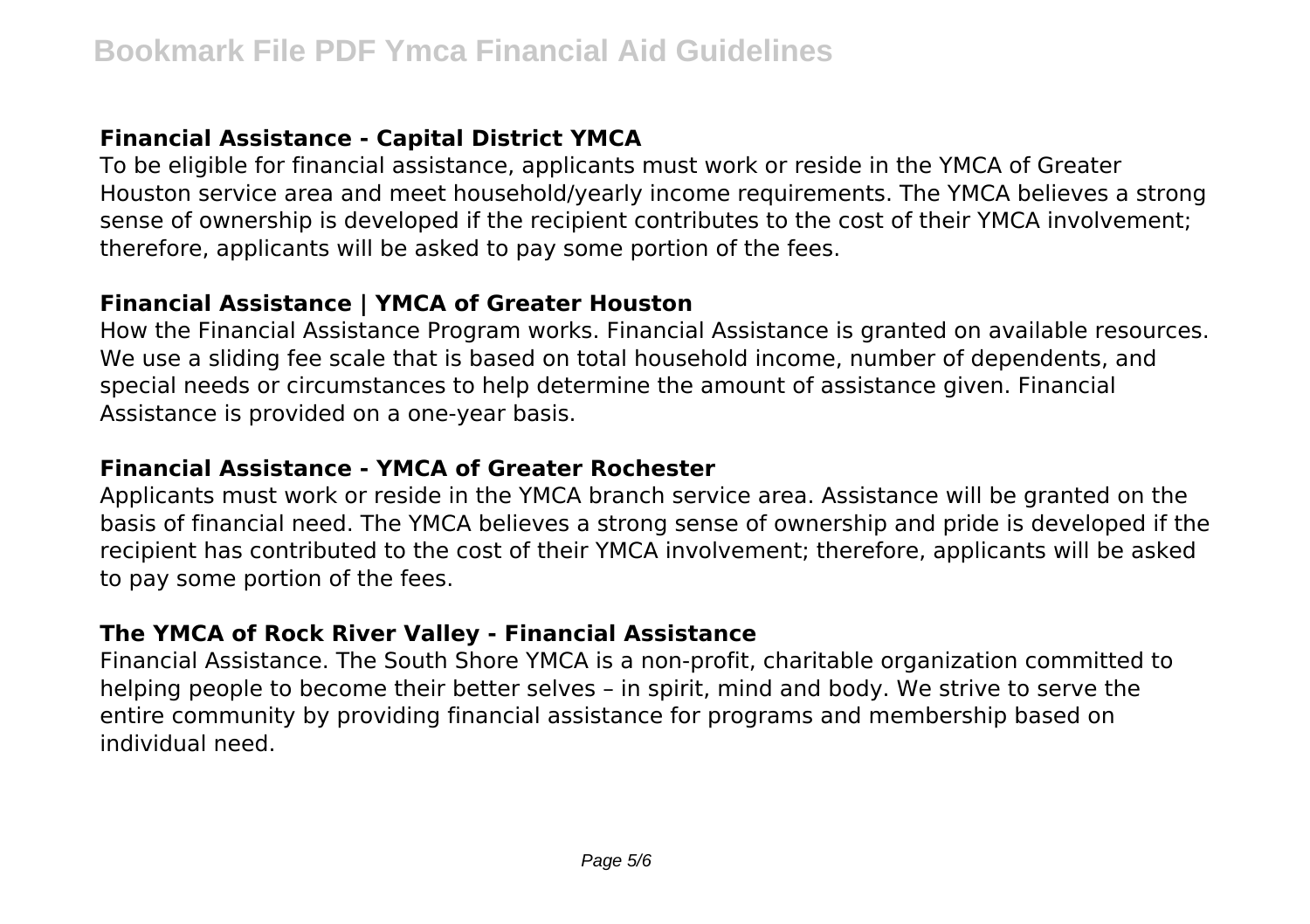## Financial Assistance - Capital District YMCA

To be eligible for financial assistance, applicants must work or reside in the YMCA of Greater Houston service area and meet household/yearly income requirements. The YMCA believes a strong sense of ownership is developed if the recipient contributes to the cost of their YMCA involvement; therefore, applicants will be asked to pay some portion of the fees.

## Financial Assistance | YMCA of Greater Houston

How the Financial Assistance Program works. Financial Assistance is granted on available resources. We use a sliding fee scale that is based on total household income, number of dependents, and special needs or circumstances to help determine the amount of assistance given. Financial Assistance is provided on a one-year basis.

## Financial Assistance - YMCA of Greater Rochester

Applicants must work or reside in the YMCA branch service area. Assistance will be granted on the basis of financial need. The YMCA believes a strong sense of ownership and pride is developed if the recipient has contributed to the cost of their YMCA involvement; therefore, applicants will be asked to pay some portion of the fees.

## The YMCA of Rock River Valley - Financial Assistance

Financial Assistance. The South Shore YMCA is a non-profit, charitable organization committed to helping people to become their better selves – in spirit, mind and body. We strive to serve the entire community by providing financial assistance for programs and membership based on individual need.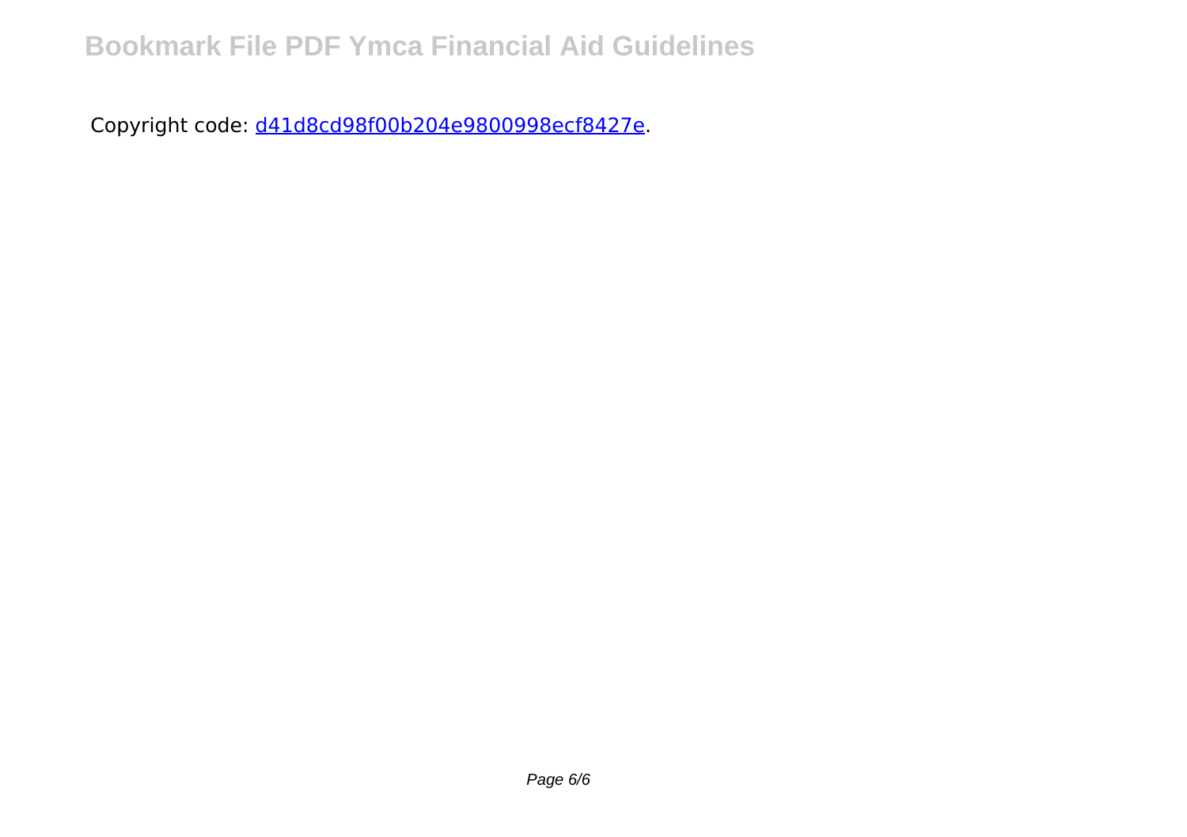Copyright code: d41d8cd98f00b204e9800998ecf8427e.